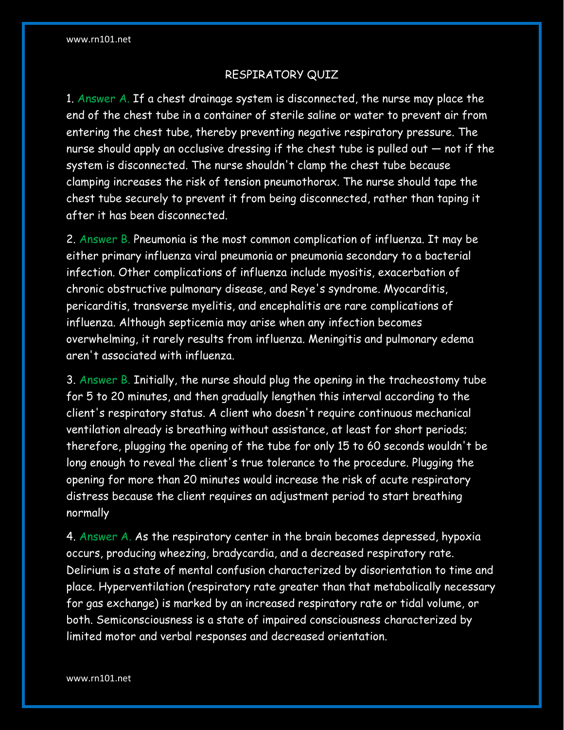# RESPIRATORY QUIZ

1. Answer A. If a chest drainage system is disconnected, the nurse may place the end of the chest tube in a container of sterile saline or water to prevent air from entering the chest tube, thereby preventing negative respiratory pressure. The nurse should apply an occlusive dressing if the chest tube is pulled out — not if the system is disconnected. The nurse shouldn't clamp the chest tube because clamping increases the risk of tension pneumothorax. The nurse should tape the chest tube securely to prevent it from being disconnected, rather than taping it after it has been disconnected.

2. Answer B. Pneumonia is the most common complication of influenza. It may be either primary influenza viral pneumonia or pneumonia secondary to a bacterial infection. Other complications of influenza include myositis, exacerbation of chronic obstructive pulmonary disease, and Reye's syndrome. Myocarditis, pericarditis, transverse myelitis, and encephalitis are rare complications of influenza. Although septicemia may arise when any infection becomes overwhelming, it rarely results from influenza. Meningitis and pulmonary edema aren't associated with influenza.

3. Answer B. Initially, the nurse should plug the opening in the tracheostomy tube for 5 to 20 minutes, and then gradually lengthen this interval according to the client's respiratory status. A client who doesn't require continuous mechanical ventilation already is breathing without assistance, at least for short periods; therefore, plugging the opening of the tube for only 15 to 60 seconds wouldn't be long enough to reveal the client's true tolerance to the procedure. Plugging the opening for more than 20 minutes would increase the risk of acute respiratory distress because the client requires an adjustment period to start breathing normally

4. Answer A. As the respiratory center in the brain becomes depressed, hypoxia occurs, producing wheezing, bradycardia, and a decreased respiratory rate. Delirium is a state of mental confusion characterized by disorientation to time and place. Hyperventilation (respiratory rate greater than that metabolically necessary for gas exchange) is marked by an increased respiratory rate or tidal volume, or both. Semiconsciousness is a state of impaired consciousness characterized by limited motor and verbal responses and decreased orientation.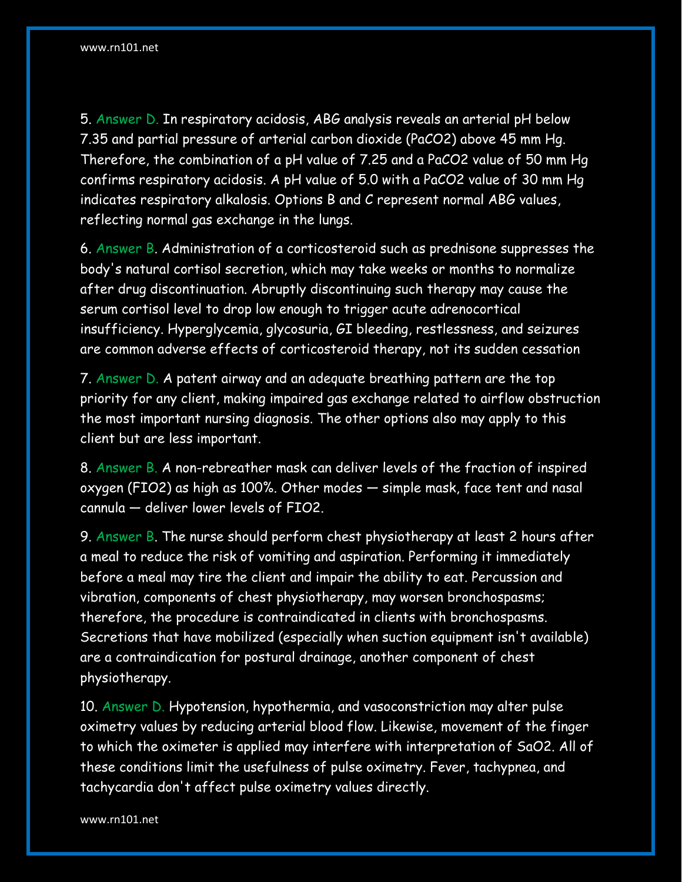5. Answer D. In respiratory acidosis, ABG analysis reveals an arterial pH below 7.35 and partial pressure of arterial carbon dioxide ($PaCO_2$) above 45 mm Hg. Therefore, the combination of a pH value of 7.25 and a $PaCO_2$ value of 50 mm Hg confirms respiratory acidosis. A pH value of 5.0 with a $PaCO_2$ value of 30 mm Hg indicates respiratory alkalosis. Options B and C represent normal ABG values, reflecting normal gas exchange in the lungs.

6. Answer B. Administration of a corticosteroid such as prednisone suppresses the body's natural cortisol secretion, which may take weeks or months to normalize after drug discontinuation. Abruptly discontinuing such therapy may cause the serum cortisol level to drop low enough to trigger acute adrenocortical insufficiency. Hyperglycemia, glycosuria, GI bleeding, restlessness, and seizures are common adverse effects of corticosteroid therapy, not its sudden cessation

7. Answer D. A patent airway and an adequate breathing pattern are the top priority for any client, making impaired gas exchange related to airflow obstruction the most important nursing diagnosis. The other options also may apply to this client but are less important.

8. Answer B. A non-rebreather mask can deliver levels of the fraction of inspired oxygen ($FIO_2$) as high as 100%. Other modes — simple mask, face tent and nasal cannula — deliver lower levels of $FIO_2$.

9. Answer B. The nurse should perform chest physiotherapy at least 2 hours after a meal to reduce the risk of vomiting and aspiration. Performing it immediately before a meal may tire the client and impair the ability to eat. Percussion and vibration, components of chest physiotherapy, may worsen bronchospasms; therefore, the procedure is contraindicated in clients with bronchospasms. Secretions that have mobilized (especially when suction equipment isn't available) are a contraindication for postural drainage, another component of chest physiotherapy.

10. Answer D. Hypotension, hypothermia, and vasoconstriction may alter pulse oximetry values by reducing arterial blood flow. Likewise, movement of the finger to which the oximeter is applied may interfere with interpretation of $SaO_2$. All of these conditions limit the usefulness of pulse oximetry. Fever, tachypnea, and tachycardia don't affect pulse oximetry values directly.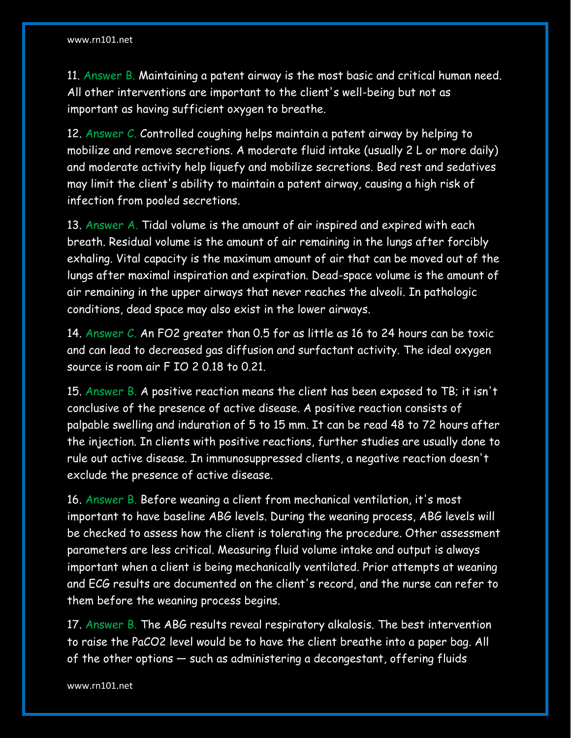11. Answer B. Maintaining a patent airway is the most basic and critical human need. All other interventions are important to the client's well-being but not as important as having sufficient oxygen to breathe.

12. Answer C. Controlled coughing helps maintain a patent airway by helping to mobilize and remove secretions. A moderate fluid intake (usually 2 L or more daily) and moderate activity help liquefy and mobilize secretions. Bed rest and sedatives may limit the client's ability to maintain a patent airway, causing a high risk of infection from pooled secretions.

13. Answer A. Tidal volume is the amount of air inspired and expired with each breath. Residual volume is the amount of air remaining in the lungs after forcibly exhaling. Vital capacity is the maximum amount of air that can be moved out of the lungs after maximal inspiration and expiration. Dead-space volume is the amount of air remaining in the upper airways that never reaches the alveoli. In pathologic conditions, dead space may also exist in the lower airways.

14. Answer C. An $FO_2$ greater than 0.5 for as little as 16 to 24 hours can be toxic and can lead to decreased gas diffusion and surfactant activity. The ideal oxygen source is room air $F_{IO_2}$ 0.18 to 0.21.

15. Answer B. A positive reaction means the client has been exposed to TB; it isn't conclusive of the presence of active disease. A positive reaction consists of palpable swelling and induration of 5 to 15 mm. It can be read 48 to 72 hours after the injection. In clients with positive reactions, further studies are usually done to rule out active disease. In immunosuppressed clients, a negative reaction doesn't exclude the presence of active disease.

16. Answer B. Before weaning a client from mechanical ventilation, it's most important to have baseline ABG levels. During the weaning process, ABG levels will be checked to assess how the client is tolerating the procedure. Other assessment parameters are less critical. Measuring fluid volume intake and output is always important when a client is being mechanically ventilated. Prior attempts at weaning and ECG results are documented on the client's record, and the nurse can refer to them before the weaning process begins.

17. Answer B. The ABG results reveal respiratory alkalosis. The best intervention to raise the $PaCO_2$ level would be to have the client breathe into a paper bag. All of the other options — such as administering a decongestant, offering fluids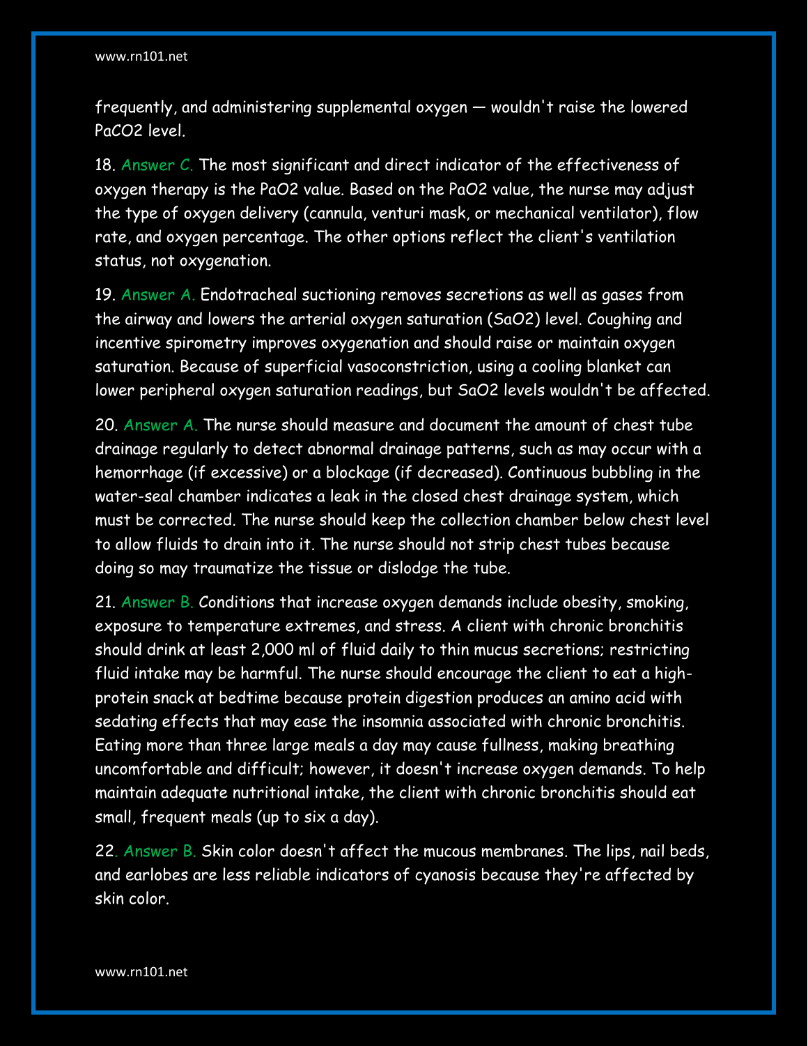frequently, and administering supplemental oxygen — wouldn't raise the lowered $PaCO_2$ level.

18. Answer C. The most significant and direct indicator of the effectiveness of oxygen therapy is the $PaO_2$ value. Based on the $PaO_2$ value, the nurse may adjust the type of oxygen delivery (cannula, venturi mask, or mechanical ventilator), flow rate, and oxygen percentage. The other options reflect the client's ventilation status, not oxygenation.

19. Answer A. Endotracheal suctioning removes secretions as well as gases from the airway and lowers the arterial oxygen saturation ($SaO_2$) level. Coughing and incentive spirometry improves oxygenation and should raise or maintain oxygen saturation. Because of superficial vasoconstriction, using a cooling blanket can lower peripheral oxygen saturation readings, but $SaO_2$ levels wouldn't be affected.

20. Answer A. The nurse should measure and document the amount of chest tube drainage regularly to detect abnormal drainage patterns, such as may occur with a hemorrhage (if excessive) or a blockage (if decreased). Continuous bubbling in the water-seal chamber indicates a leak in the closed chest drainage system, which must be corrected. The nurse should keep the collection chamber below chest level to allow fluids to drain into it. The nurse should not strip chest tubes because doing so may traumatize the tissue or dislodge the tube.

21. Answer B. Conditions that increase oxygen demands include obesity, smoking, exposure to temperature extremes, and stress. A client with chronic bronchitis should drink at least 2,000 ml of fluid daily to thin mucus secretions; restricting fluid intake may be harmful. The nurse should encourage the client to eat a high-protein snack at bedtime because protein digestion produces an amino acid with sedating effects that may ease the insomnia associated with chronic bronchitis. Eating more than three large meals a day may cause fullness, making breathing uncomfortable and difficult; however, it doesn't increase oxygen demands. To help maintain adequate nutritional intake, the client with chronic bronchitis should eat small, frequent meals (up to six a day).

22. Answer B. Skin color doesn't affect the mucous membranes. The lips, nail beds, and earlobes are less reliable indicators of cyanosis because they're affected by skin color.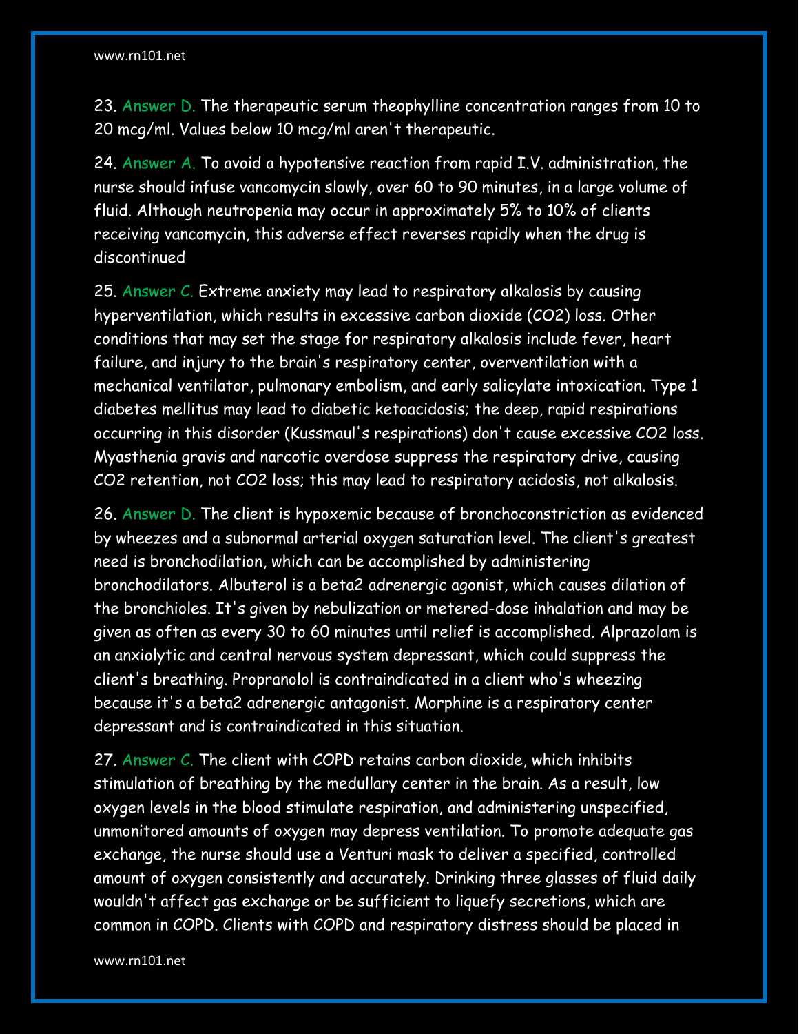23. Answer D. The therapeutic serum theophylline concentration ranges from 10 to 20 mcg/ml. Values below 10 mcg/ml aren't therapeutic.

24. Answer A. To avoid a hypotensive reaction from rapid I.V. administration, the nurse should infuse vancomycin slowly, over 60 to 90 minutes, in a large volume of fluid. Although neutropenia may occur in approximately 5% to 10% of clients receiving vancomycin, this adverse effect reverses rapidly when the drug is discontinued

25. Answer C. Extreme anxiety may lead to respiratory alkalosis by causing hyperventilation, which results in excessive carbon dioxide ($CO_2$) loss. Other conditions that may set the stage for respiratory alkalosis include fever, heart failure, and injury to the brain's respiratory center, overventilation with a mechanical ventilator, pulmonary embolism, and early salicylate intoxication. Type 1 diabetes mellitus may lead to diabetic ketoacidosis; the deep, rapid respirations occurring in this disorder (Kussmaul's respirations) don't cause excessive $CO_2$ loss. Myasthenia gravis and narcotic overdose suppress the respiratory drive, causing $CO_2$ retention, not $CO_2$ loss; this may lead to respiratory acidosis, not alkalosis.

26. Answer D. The client is hypoxemic because of bronchoconstriction as evidenced by wheezes and a subnormal arterial oxygen saturation level. The client's greatest need is bronchodilation, which can be accomplished by administering bronchodilators. Albuterol is a beta2 adrenergic agonist, which causes dilation of the bronchioles. It's given by nebulization or metered-dose inhalation and may be given as often as every 30 to 60 minutes until relief is accomplished. Alprazolam is an anxiolytic and central nervous system depressant, which could suppress the client's breathing. Propranolol is contraindicated in a client who's wheezing because it's a beta2 adrenergic antagonist. Morphine is a respiratory center depressant and is contraindicated in this situation.

27. Answer C. The client with COPD retains carbon dioxide, which inhibits stimulation of breathing by the medullary center in the brain. As a result, low oxygen levels in the blood stimulate respiration, and administering unspecified, unmonitored amounts of oxygen may depress ventilation. To promote adequate gas exchange, the nurse should use a Venturi mask to deliver a specified, controlled amount of oxygen consistently and accurately. Drinking three glasses of fluid daily wouldn't affect gas exchange or be sufficient to liquefy secretions, which are common in COPD. Clients with COPD and respiratory distress should be placed in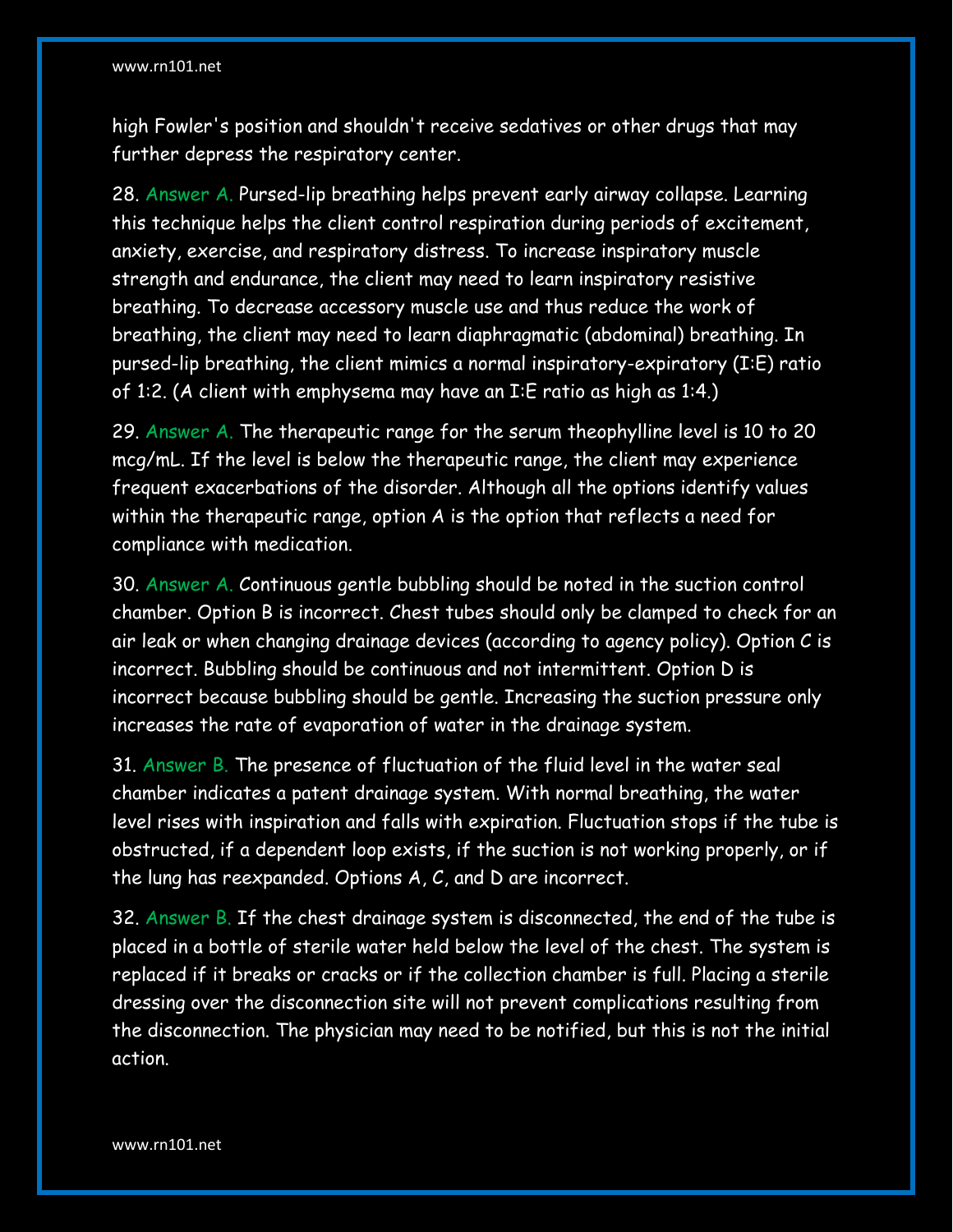high Fowler's position and shouldn't receive sedatives or other drugs that may further depress the respiratory center.

28. Answer A. Pursed-lip breathing helps prevent early airway collapse. Learning this technique helps the client control respiration during periods of excitement, anxiety, exercise, and respiratory distress. To increase inspiratory muscle strength and endurance, the client may need to learn inspiratory resistive breathing. To decrease accessory muscle use and thus reduce the work of breathing, the client may need to learn diaphragmatic (abdominal) breathing. In pursed-lip breathing, the client mimics a normal inspiratory-expiratory (I:E) ratio of 1:2. (A client with emphysema may have an I:E ratio as high as 1:4.)

29. Answer A. The therapeutic range for the serum theophylline level is 10 to 20 mcg/mL. If the level is below the therapeutic range, the client may experience frequent exacerbations of the disorder. Although all the options identify values within the therapeutic range, option A is the option that reflects a need for compliance with medication.

30. Answer A. Continuous gentle bubbling should be noted in the suction control chamber. Option B is incorrect. Chest tubes should only be clamped to check for an air leak or when changing drainage devices (according to agency policy). Option C is incorrect. Bubbling should be continuous and not intermittent. Option D is incorrect because bubbling should be gentle. Increasing the suction pressure only increases the rate of evaporation of water in the drainage system.

31. Answer B. The presence of fluctuation of the fluid level in the water seal chamber indicates a patent drainage system. With normal breathing, the water level rises with inspiration and falls with expiration. Fluctuation stops if the tube is obstructed, if a dependent loop exists, if the suction is not working properly, or if the lung has reexpanded. Options A, C, and D are incorrect.

32. Answer B. If the chest drainage system is disconnected, the end of the tube is placed in a bottle of sterile water held below the level of the chest. The system is replaced if it breaks or cracks or if the collection chamber is full. Placing a sterile dressing over the disconnection site will not prevent complications resulting from the disconnection. The physician may need to be notified, but this is not the initial action.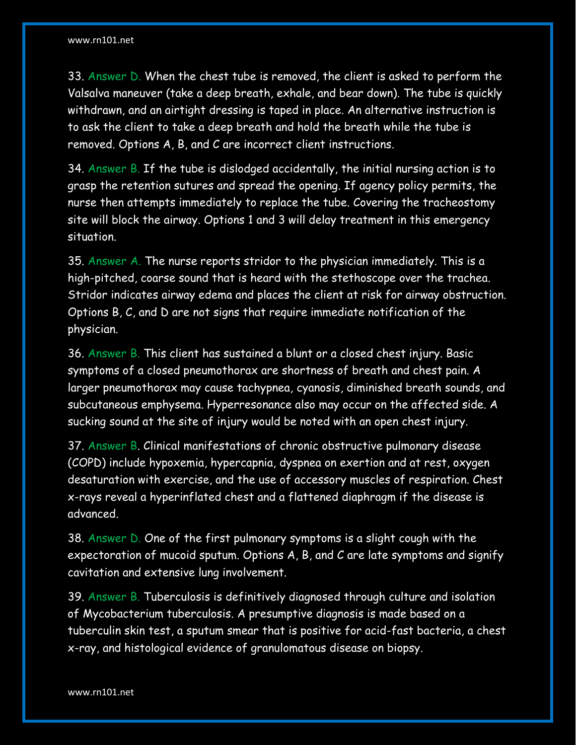33. Answer D. When the chest tube is removed, the client is asked to perform the Valsalva maneuver (take a deep breath, exhale, and bear down). The tube is quickly withdrawn, and an airtight dressing is taped in place. An alternative instruction is to ask the client to take a deep breath and hold the breath while the tube is removed. Options A, B, and C are incorrect client instructions.

34. Answer B. If the tube is dislodged accidentally, the initial nursing action is to grasp the retention sutures and spread the opening. If agency policy permits, the nurse then attempts immediately to replace the tube. Covering the tracheostomy site will block the airway. Options 1 and 3 will delay treatment in this emergency situation.

35. Answer A. The nurse reports stridor to the physician immediately. This is a high-pitched, coarse sound that is heard with the stethoscope over the trachea. Stridor indicates airway edema and places the client at risk for airway obstruction. Options B, C, and D are not signs that require immediate notification of the physician.

36. Answer B. This client has sustained a blunt or a closed chest injury. Basic symptoms of a closed pneumothorax are shortness of breath and chest pain. A larger pneumothorax may cause tachypnea, cyanosis, diminished breath sounds, and subcutaneous emphysema. Hyperresonance also may occur on the affected side. A sucking sound at the site of injury would be noted with an open chest injury.

37. Answer B. Clinical manifestations of chronic obstructive pulmonary disease (COPD) include hypoxemia, hypercapnia, dyspnea on exertion and at rest, oxygen desaturation with exercise, and the use of accessory muscles of respiration. Chest x-rays reveal a hyperinflated chest and a flattened diaphragm if the disease is advanced.

38. Answer D. One of the first pulmonary symptoms is a slight cough with the expectoration of mucoid sputum. Options A, B, and C are late symptoms and signify cavitation and extensive lung involvement.

39. Answer B. Tuberculosis is definitively diagnosed through culture and isolation of Mycobacterium tuberculosis. A presumptive diagnosis is made based on a tuberculin skin test, a sputum smear that is positive for acid-fast bacteria, a chest x-ray, and histological evidence of granulomatous disease on biopsy.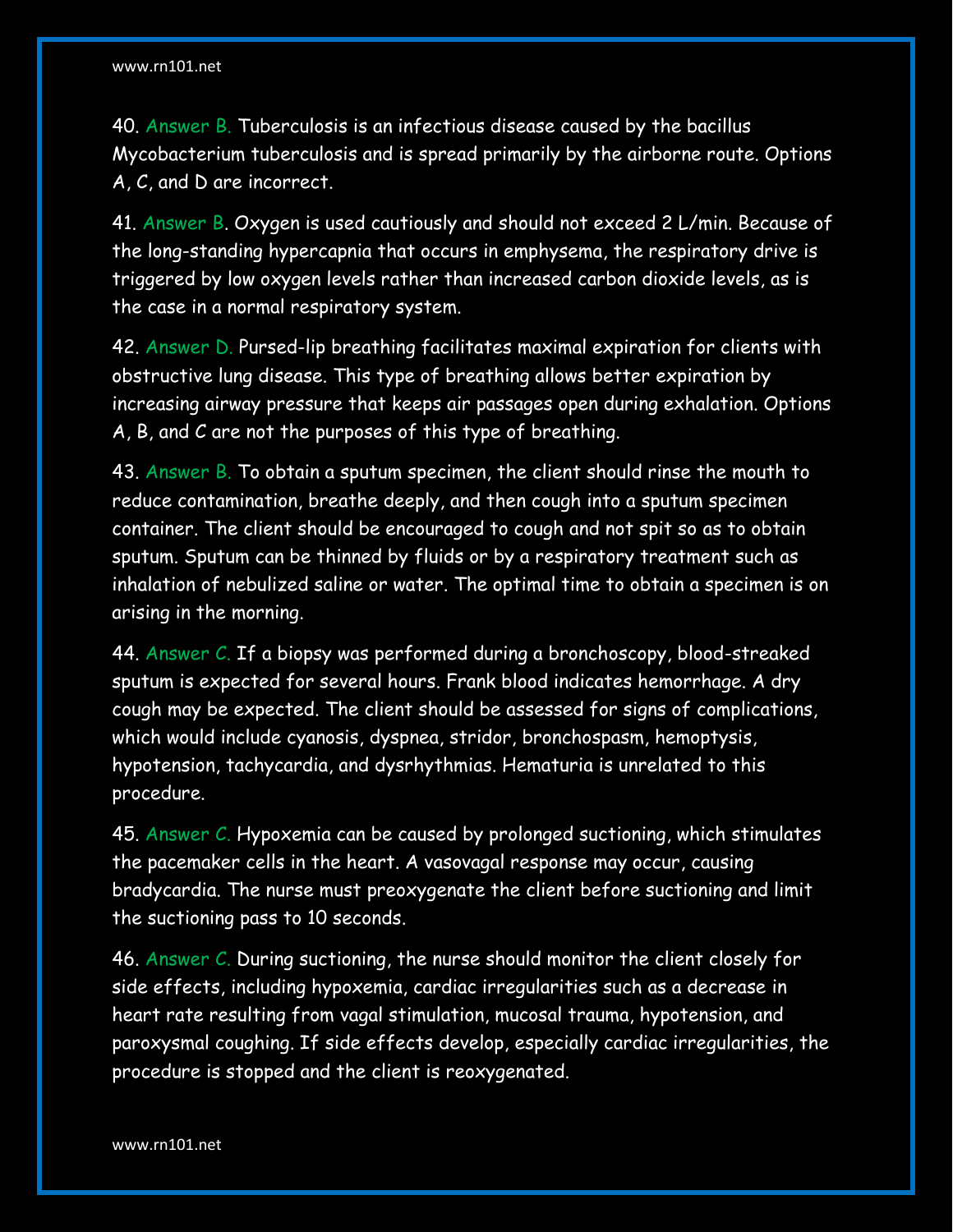40. Answer B. Tuberculosis is an infectious disease caused by the bacillus Mycobacterium tuberculosis and is spread primarily by the airborne route. Options A, C, and D are incorrect.

41. Answer B. Oxygen is used cautiously and should not exceed 2 L/min. Because of the long-standing hypercapnia that occurs in emphysema, the respiratory drive is triggered by low oxygen levels rather than increased carbon dioxide levels, as is the case in a normal respiratory system.

42. Answer D. Pursed-lip breathing facilitates maximal expiration for clients with obstructive lung disease. This type of breathing allows better expiration by increasing airway pressure that keeps air passages open during exhalation. Options A, B, and C are not the purposes of this type of breathing.

43. Answer B. To obtain a sputum specimen, the client should rinse the mouth to reduce contamination, breathe deeply, and then cough into a sputum specimen container. The client should be encouraged to cough and not spit so as to obtain sputum. Sputum can be thinned by fluids or by a respiratory treatment such as inhalation of nebulized saline or water. The optimal time to obtain a specimen is on arising in the morning.

44. Answer C. If a biopsy was performed during a bronchoscopy, blood-streaked sputum is expected for several hours. Frank blood indicates hemorrhage. A dry cough may be expected. The client should be assessed for signs of complications, which would include cyanosis, dyspnea, stridor, bronchospasm, hemoptysis, hypotension, tachycardia, and dysrhythmias. Hematuria is unrelated to this procedure.

45. Answer C. Hypoxemia can be caused by prolonged suctioning, which stimulates the pacemaker cells in the heart. A vasovagal response may occur, causing bradycardia. The nurse must preoxygenate the client before suctioning and limit the suctioning pass to 10 seconds.

46. Answer C. During suctioning, the nurse should monitor the client closely for side effects, including hypoxemia, cardiac irregularities such as a decrease in heart rate resulting from vagal stimulation, mucosal trauma, hypotension, and paroxysmal coughing. If side effects develop, especially cardiac irregularities, the procedure is stopped and the client is reoxygenated.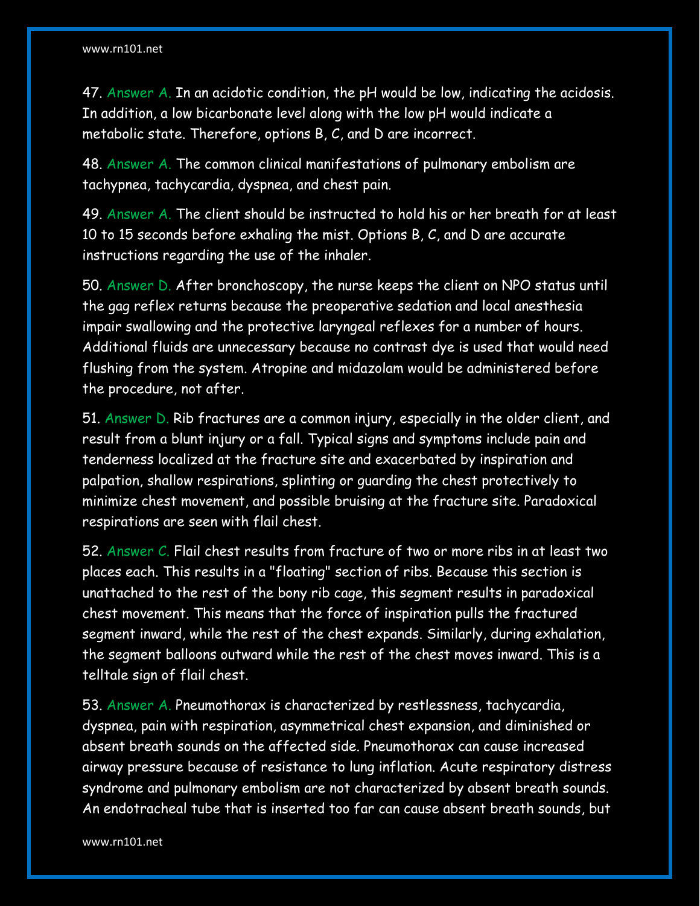47. Answer A. In an acidotic condition, the pH would be low, indicating the acidosis. In addition, a low bicarbonate level along with the low pH would indicate a metabolic state. Therefore, options B, C, and D are incorrect.

48. Answer A. The common clinical manifestations of pulmonary embolism are tachypnea, tachycardia, dyspnea, and chest pain.

49. Answer A. The client should be instructed to hold his or her breath for at least 10 to 15 seconds before exhaling the mist. Options B, C, and D are accurate instructions regarding the use of the inhaler.

50. Answer D. After bronchoscopy, the nurse keeps the client on NPO status until the gag reflex returns because the preoperative sedation and local anesthesia impair swallowing and the protective laryngeal reflexes for a number of hours. Additional fluids are unnecessary because no contrast dye is used that would need flushing from the system. Atropine and midazolam would be administered before the procedure, not after.

51. Answer D. Rib fractures are a common injury, especially in the older client, and result from a blunt injury or a fall. Typical signs and symptoms include pain and tenderness localized at the fracture site and exacerbated by inspiration and palpation, shallow respirations, splinting or guarding the chest protectively to minimize chest movement, and possible bruising at the fracture site. Paradoxical respirations are seen with flail chest.

52. Answer C. Flail chest results from fracture of two or more ribs in at least two places each. This results in a "floating" section of ribs. Because this section is unattached to the rest of the bony rib cage, this segment results in paradoxical chest movement. This means that the force of inspiration pulls the fractured segment inward, while the rest of the chest expands. Similarly, during exhalation, the segment balloons outward while the rest of the chest moves inward. This is a telltale sign of flail chest.

53. Answer A. Pneumothorax is characterized by restlessness, tachycardia, dyspnea, pain with respiration, asymmetrical chest expansion, and diminished or absent breath sounds on the affected side. Pneumothorax can cause increased airway pressure because of resistance to lung inflation. Acute respiratory distress syndrome and pulmonary embolism are not characterized by absent breath sounds. An endotracheal tube that is inserted too far can cause absent breath sounds, but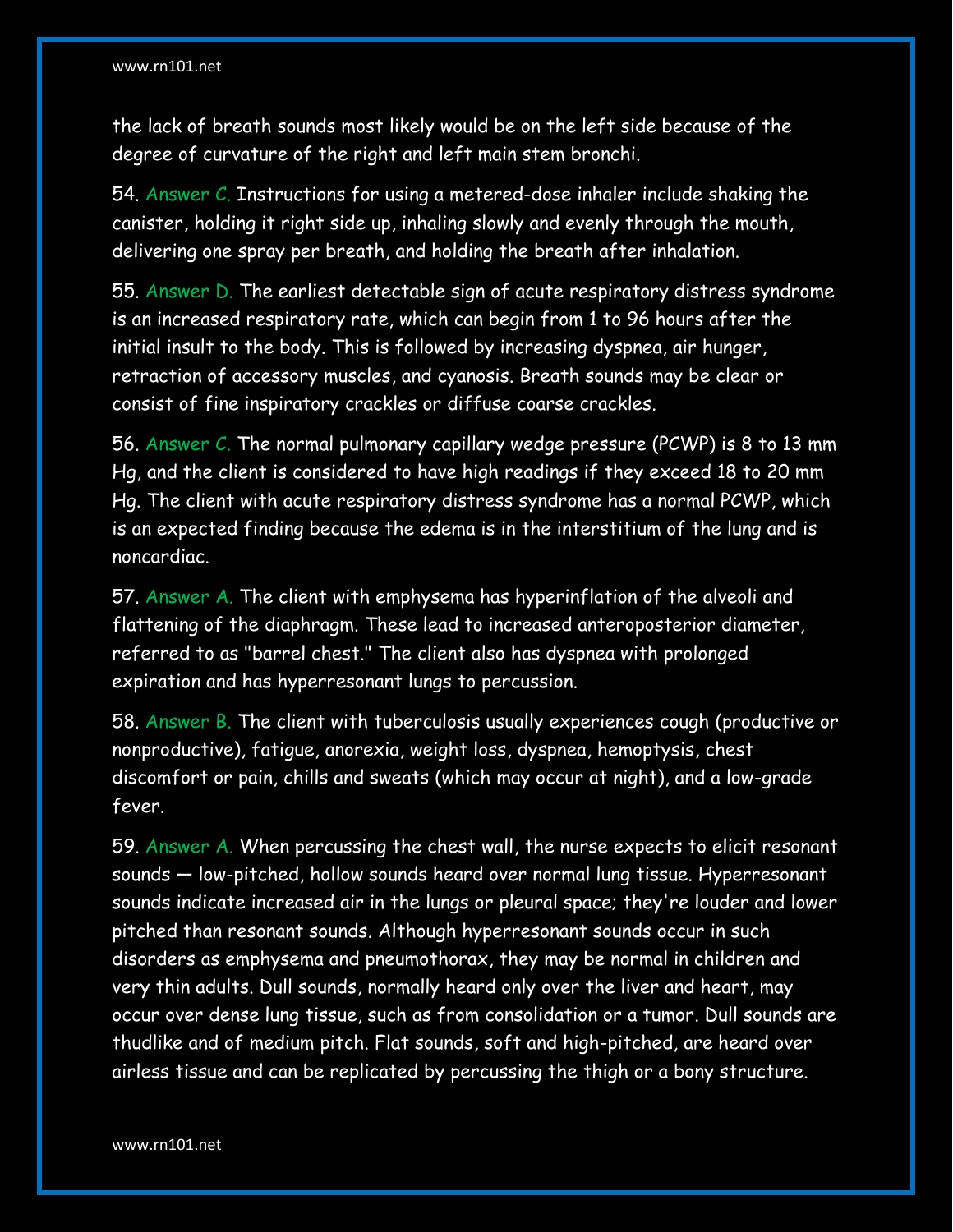the lack of breath sounds most likely would be on the left side because of the degree of curvature of the right and left main stem bronchi.

54. Answer C. Instructions for using a metered-dose inhaler include shaking the canister, holding it right side up, inhaling slowly and evenly through the mouth, delivering one spray per breath, and holding the breath after inhalation.

55. Answer D. The earliest detectable sign of acute respiratory distress syndrome is an increased respiratory rate, which can begin from 1 to 96 hours after the initial insult to the body. This is followed by increasing dyspnea, air hunger, retraction of accessory muscles, and cyanosis. Breath sounds may be clear or consist of fine inspiratory crackles or diffuse coarse crackles.

56. Answer C. The normal pulmonary capillary wedge pressure (PCWP) is 8 to 13 mm Hg, and the client is considered to have high readings if they exceed 18 to 20 mm Hg. The client with acute respiratory distress syndrome has a normal PCWP, which is an expected finding because the edema is in the interstitium of the lung and is noncardiac.

57. Answer A. The client with emphysema has hyperinflation of the alveoli and flattening of the diaphragm. These lead to increased anteroposterior diameter, referred to as "barrel chest." The client also has dyspnea with prolonged expiration and has hyperresonant lungs to percussion.

58. Answer B. The client with tuberculosis usually experiences cough (productive or nonproductive), fatigue, anorexia, weight loss, dyspnea, hemoptysis, chest discomfort or pain, chills and sweats (which may occur at night), and a low-grade fever.

59. Answer A. When percussing the chest wall, the nurse expects to elicit resonant sounds — low-pitched, hollow sounds heard over normal lung tissue. Hyperresonant sounds indicate increased air in the lungs or pleural space; they're louder and lower pitched than resonant sounds. Although hyperresonant sounds occur in such disorders as emphysema and pneumothorax, they may be normal in children and very thin adults. Dull sounds, normally heard only over the liver and heart, may occur over dense lung tissue, such as from consolidation or a tumor. Dull sounds are thudlike and of medium pitch. Flat sounds, soft and high-pitched, are heard over airless tissue and can be replicated by percussing the thigh or a bony structure.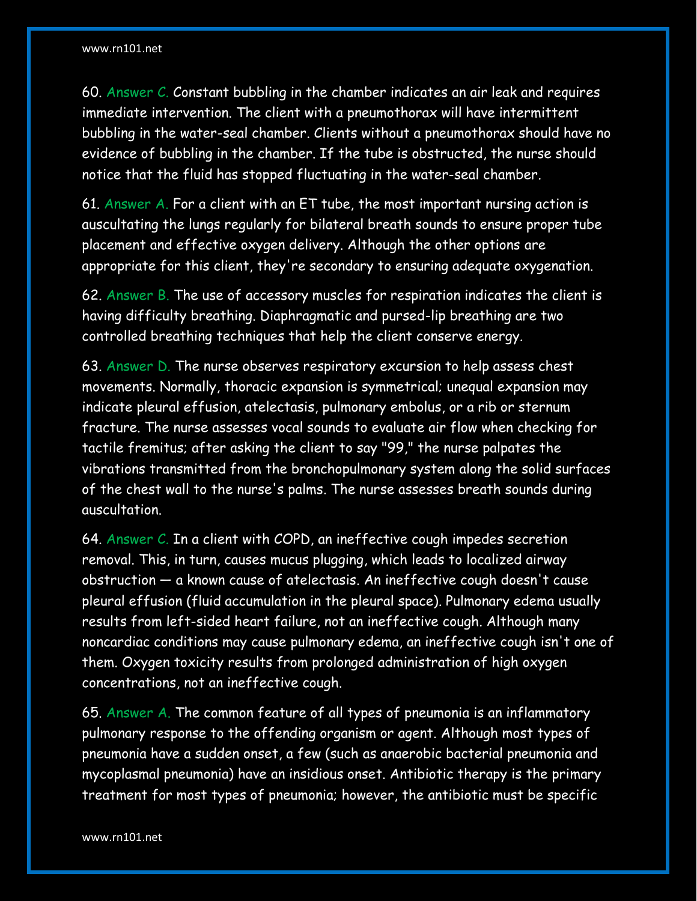60. Answer C. Constant bubbling in the chamber indicates an air leak and requires immediate intervention. The client with a pneumothorax will have intermittent bubbling in the water-seal chamber. Clients without a pneumothorax should have no evidence of bubbling in the chamber. If the tube is obstructed, the nurse should notice that the fluid has stopped fluctuating in the water-seal chamber.

61. Answer A. For a client with an ET tube, the most important nursing action is auscultating the lungs regularly for bilateral breath sounds to ensure proper tube placement and effective oxygen delivery. Although the other options are appropriate for this client, they're secondary to ensuring adequate oxygenation.

62. Answer B. The use of accessory muscles for respiration indicates the client is having difficulty breathing. Diaphragmatic and pursed-lip breathing are two controlled breathing techniques that help the client conserve energy.

63. Answer D. The nurse observes respiratory excursion to help assess chest movements. Normally, thoracic expansion is symmetrical; unequal expansion may indicate pleural effusion, atelectasis, pulmonary embolus, or a rib or sternum fracture. The nurse assesses vocal sounds to evaluate air flow when checking for tactile fremitus; after asking the client to say "99," the nurse palpates the vibrations transmitted from the bronchopulmonary system along the solid surfaces of the chest wall to the nurse's palms. The nurse assesses breath sounds during auscultation.

64. Answer C. In a client with COPD, an ineffective cough impedes secretion removal. This, in turn, causes mucus plugging, which leads to localized airway obstruction — a known cause of atelectasis. An ineffective cough doesn't cause pleural effusion (fluid accumulation in the pleural space). Pulmonary edema usually results from left-sided heart failure, not an ineffective cough. Although many noncardiac conditions may cause pulmonary edema, an ineffective cough isn't one of them. Oxygen toxicity results from prolonged administration of high oxygen concentrations, not an ineffective cough.

65. Answer A. The common feature of all types of pneumonia is an inflammatory pulmonary response to the offending organism or agent. Although most types of pneumonia have a sudden onset, a few (such as anaerobic bacterial pneumonia and mycoplasmal pneumonia) have an insidious onset. Antibiotic therapy is the primary treatment for most types of pneumonia; however, the antibiotic must be specific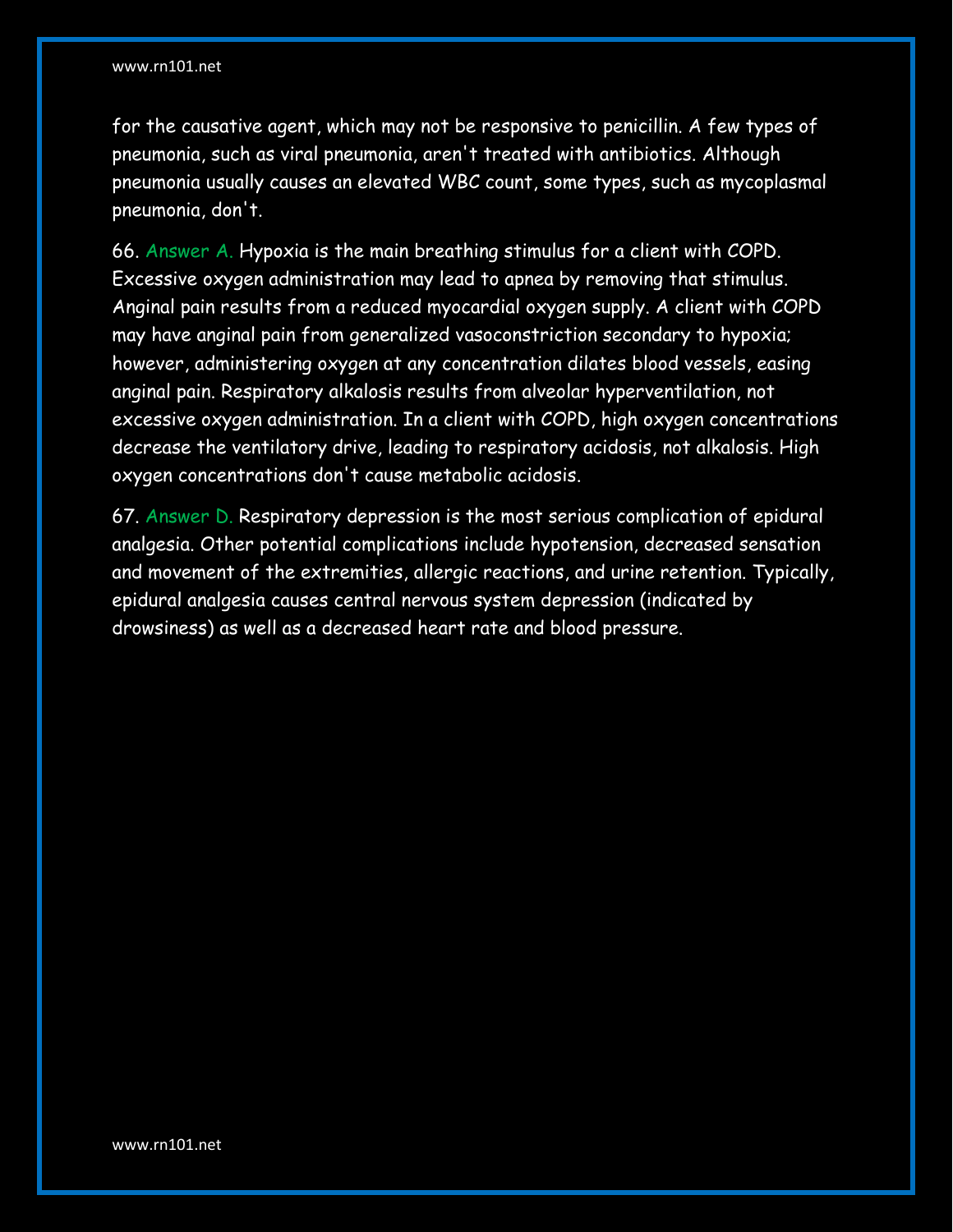for the causative agent, which may not be responsive to penicillin. A few types of pneumonia, such as viral pneumonia, aren't treated with antibiotics. Although pneumonia usually causes an elevated WBC count, some types, such as mycoplasmal pneumonia, don't.

66. Answer A. Hypoxia is the main breathing stimulus for a client with COPD. Excessive oxygen administration may lead to apnea by removing that stimulus. Anginal pain results from a reduced myocardial oxygen supply. A client with COPD may have anginal pain from generalized vasoconstriction secondary to hypoxia; however, administering oxygen at any concentration dilates blood vessels, easing anginal pain. Respiratory alkalosis results from alveolar hyperventilation, not excessive oxygen administration. In a client with COPD, high oxygen concentrations decrease the ventilatory drive, leading to respiratory acidosis, not alkalosis. High oxygen concentrations don't cause metabolic acidosis.

67. Answer D. Respiratory depression is the most serious complication of epidural analgesia. Other potential complications include hypotension, decreased sensation and movement of the extremities, allergic reactions, and urine retention. Typically, epidural analgesia causes central nervous system depression (indicated by drowsiness) as well as a decreased heart rate and blood pressure.